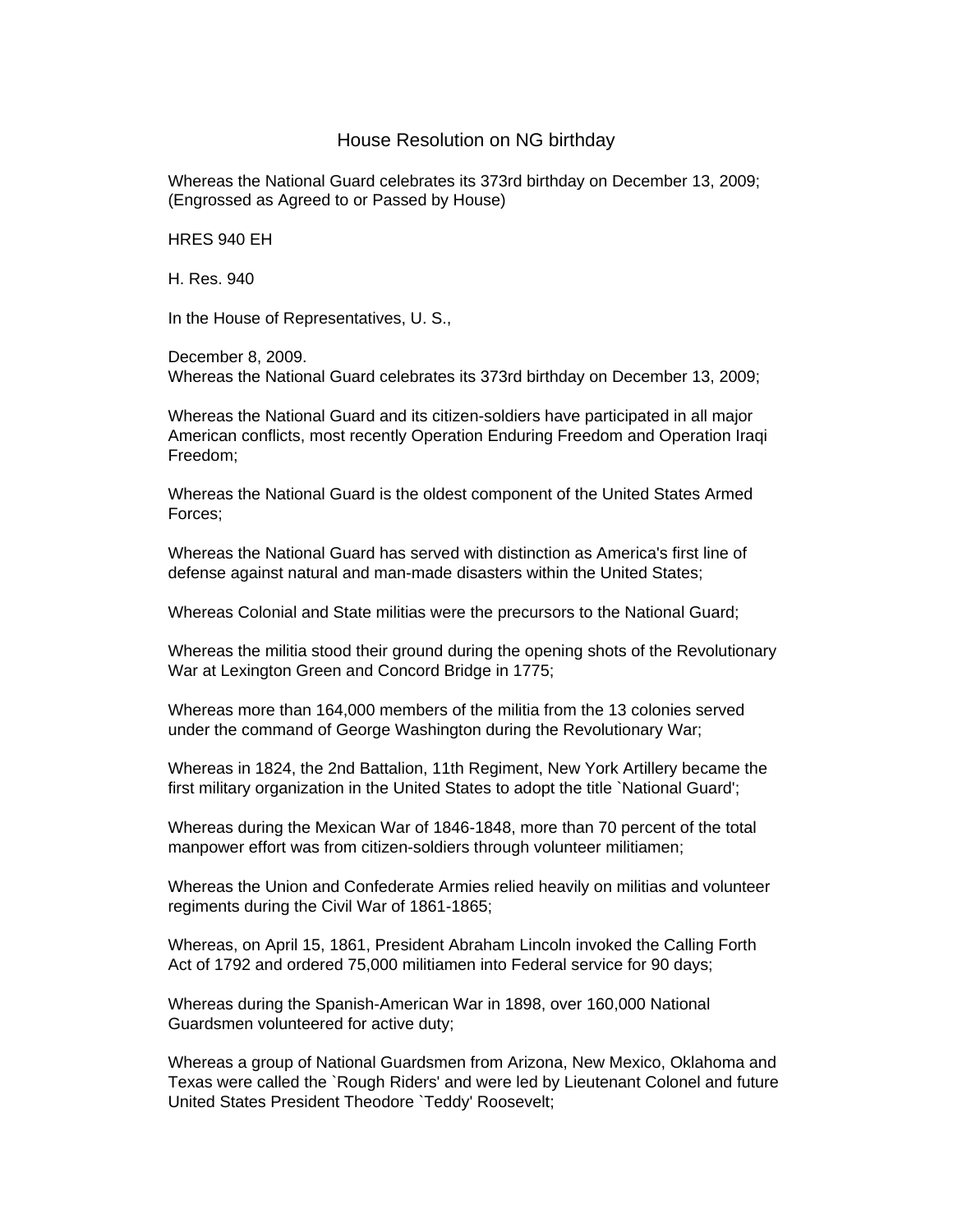# House Resolution on NG birthday

Whereas the National Guard celebrates its 373rd birthday on December 13, 2009; (Engrossed as Agreed to or Passed by House)

HRES 940 EH

H. Res. 940

In the House of Representatives, U. S.,

December 8, 2009.
Whereas the National Guard celebrates its 373rd birthday on December 13, 2009;

Whereas the National Guard and its citizen-soldiers have participated in all major American conflicts, most recently Operation Enduring Freedom and Operation Iraqi Freedom;

Whereas the National Guard is the oldest component of the United States Armed Forces;

Whereas the National Guard has served with distinction as America's first line of defense against natural and man-made disasters within the United States;

Whereas Colonial and State militias were the precursors to the National Guard;

Whereas the militia stood their ground during the opening shots of the Revolutionary War at Lexington Green and Concord Bridge in 1775;

Whereas more than 164,000 members of the militia from the 13 colonies served under the command of George Washington during the Revolutionary War;

Whereas in 1824, the 2nd Battalion, 11th Regiment, New York Artillery became the first military organization in the United States to adopt the title `National Guard';

Whereas during the Mexican War of 1846-1848, more than 70 percent of the total manpower effort was from citizen-soldiers through volunteer militiamen;

Whereas the Union and Confederate Armies relied heavily on militias and volunteer regiments during the Civil War of 1861-1865;

Whereas, on April 15, 1861, President Abraham Lincoln invoked the Calling Forth Act of 1792 and ordered 75,000 militiamen into Federal service for 90 days;

Whereas during the Spanish-American War in 1898, over 160,000 National Guardsmen volunteered for active duty;

Whereas a group of National Guardsmen from Arizona, New Mexico, Oklahoma and Texas were called the `Rough Riders' and were led by Lieutenant Colonel and future United States President Theodore `Teddy' Roosevelt;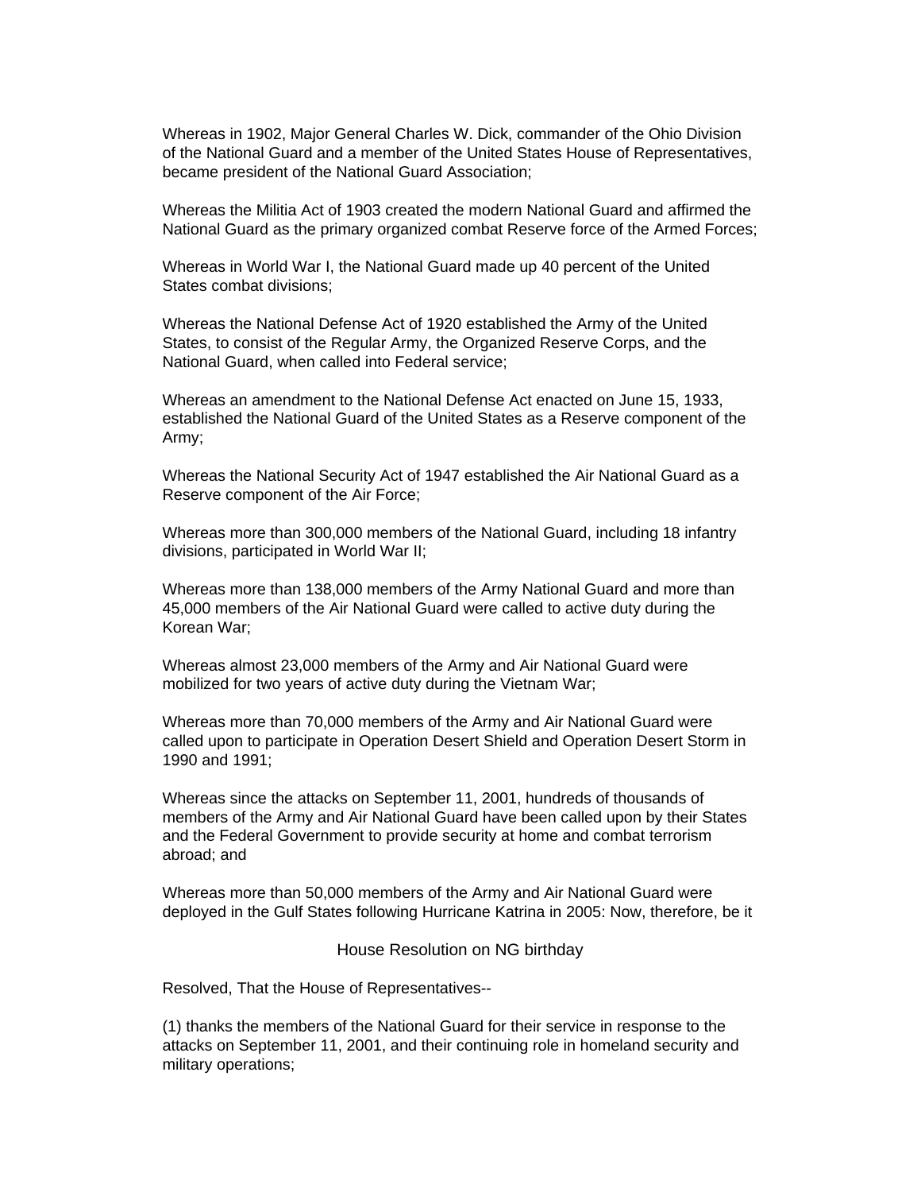Whereas in 1902, Major General Charles W. Dick, commander of the Ohio Division of the National Guard and a member of the United States House of Representatives, became president of the National Guard Association;

Whereas the Militia Act of 1903 created the modern National Guard and affirmed the National Guard as the primary organized combat Reserve force of the Armed Forces;

Whereas in World War I, the National Guard made up 40 percent of the United States combat divisions;

Whereas the National Defense Act of 1920 established the Army of the United States, to consist of the Regular Army, the Organized Reserve Corps, and the National Guard, when called into Federal service;

Whereas an amendment to the National Defense Act enacted on June 15, 1933, established the National Guard of the United States as a Reserve component of the Army;

Whereas the National Security Act of 1947 established the Air National Guard as a Reserve component of the Air Force;

Whereas more than 300,000 members of the National Guard, including 18 infantry divisions, participated in World War II;

Whereas more than 138,000 members of the Army National Guard and more than 45,000 members of the Air National Guard were called to active duty during the Korean War;

Whereas almost 23,000 members of the Army and Air National Guard were mobilized for two years of active duty during the Vietnam War;

Whereas more than 70,000 members of the Army and Air National Guard were called upon to participate in Operation Desert Shield and Operation Desert Storm in 1990 and 1991;

Whereas since the attacks on September 11, 2001, hundreds of thousands of members of the Army and Air National Guard have been called upon by their States and the Federal Government to provide security at home and combat terrorism abroad; and

Whereas more than 50,000 members of the Army and Air National Guard were deployed in the Gulf States following Hurricane Katrina in 2005: Now, therefore, be it

Resolved, That the House of Representatives--

(1) thanks the members of the National Guard for their service in response to the attacks on September 11, 2001, and their continuing role in homeland security and military operations;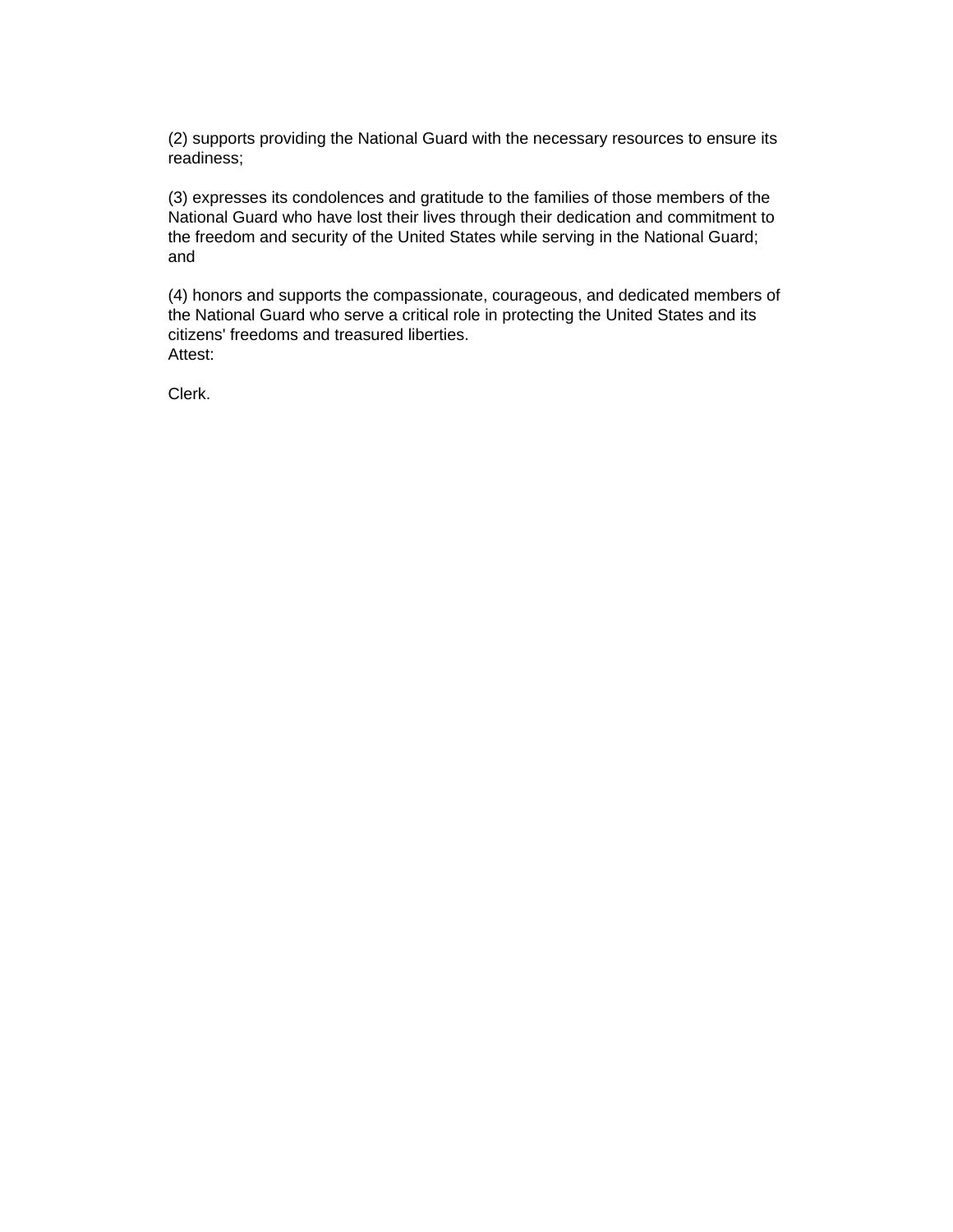(2) supports providing the National Guard with the necessary resources to ensure its readiness;

(3) expresses its condolences and gratitude to the families of those members of the National Guard who have lost their lives through their dedication and commitment to the freedom and security of the United States while serving in the National Guard; and

(4) honors and supports the compassionate, courageous, and dedicated members of the National Guard who serve a critical role in protecting the United States and its citizens' freedoms and treasured liberties.

Attest:

Clerk.